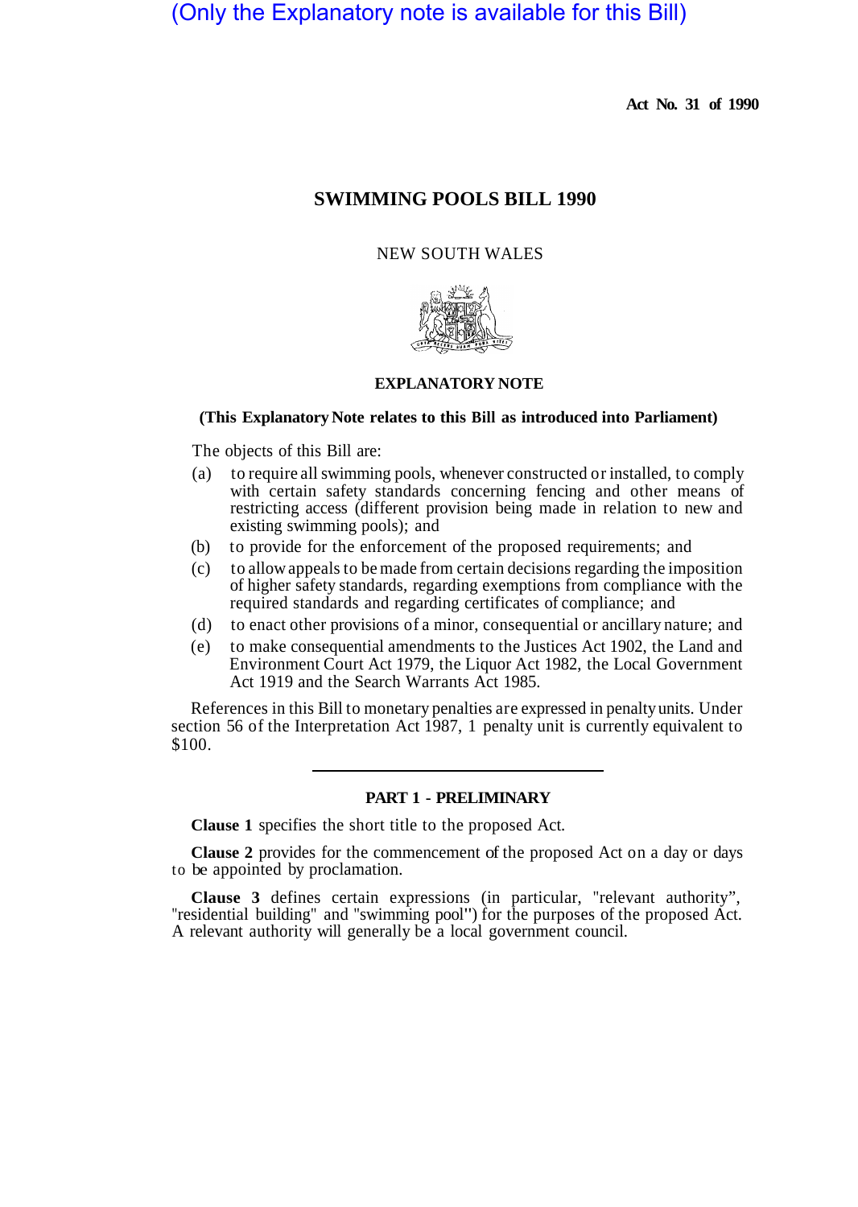(Only the Explanatory note is available for this Bill)

**Act No. 31 of 1990**

# SWIMMING POOLS BILL 1990

NEW SOUTH WALES

## EXPLANATORY NOTE

**(This Explanatory Note relates to this Bill as introduced into Parliament)**

The objects of this Bill are:

(a) to require all swimming pools, whenever constructed or installed, to comply with certain safety standards concerning fencing and other means of restricting access (different provision being made in relation to new and existing swimming pools); and

(b) to provide for the enforcement of the proposed requirements; and

(c) to allow appeals to be made from certain decisions regarding the imposition of higher safety standards, regarding exemptions from compliance with the required standards and regarding certificates of compliance; and

(d) to enact other provisions of a minor, consequential or ancillary nature; and

(e) to make consequential amendments to the Justices Act 1902, the Land and Environment Court Act 1979, the Liquor Act 1982, the Local Government Act 1919 and the Search Warrants Act 1985.

References in this Bill to monetary penalties are expressed in penalty units. Under section 56 of the Interpretation Act 1987, 1 penalty unit is currently equivalent to $100.

---

### PART 1 - PRELIMINARY

**Clause 1** specifies the short title to the proposed Act.

**Clause 2** provides for the commencement of the proposed Act on a day or days to be appointed by proclamation.

**Clause 3** defines certain expressions (in particular, "relevant authority", "residential building" and "swimming pool") for the purposes of the proposed Act. A relevant authority will generally be a local government council.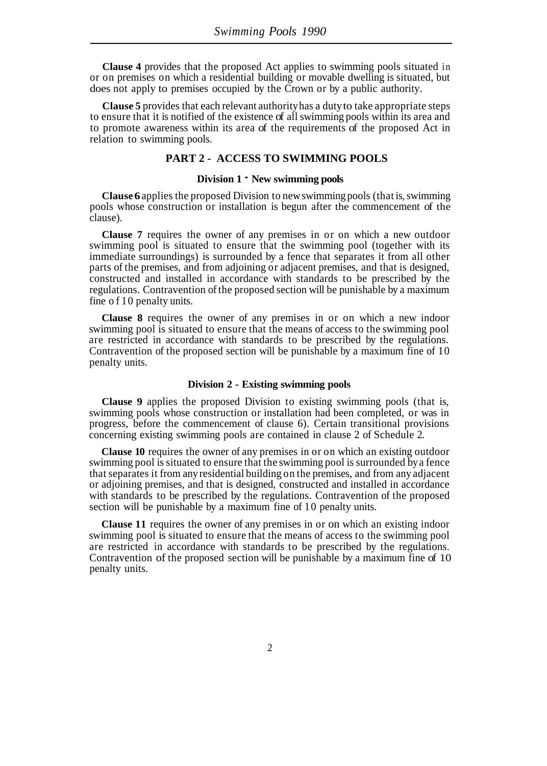**Clause 4** provides that the proposed Act applies to swimming pools situated in or on premises on which a residential building or movable dwelling is situated, but does not apply to premises occupied by the Crown or by a public authority.

**Clause 5** provides that each relevant authority has a duty to take appropriate steps to ensure that it is notified of the existence of all swimming pools within its area and to promote awareness within its area of the requirements of the proposed Act in relation to swimming pools.

## PART 2 - ACCESS TO SWIMMING POOLS

### Division 1 - New swimming pools

**Clause 6** applies the proposed Division to new swimming pools (that is, swimming pools whose construction or installation is begun after the commencement of the clause).

**Clause 7** requires the owner of any premises in or on which a new outdoor swimming pool is situated to ensure that the swimming pool (together with its immediate surroundings) is surrounded by a fence that separates it from all other parts of the premises, and from adjoining or adjacent premises, and that is designed, constructed and installed in accordance with standards to be prescribed by the regulations. Contravention of the proposed section will be punishable by a maximum fine of 10 penalty units.

**Clause 8** requires the owner of any premises in or on which a new indoor swimming pool is situated to ensure that the means of access to the swimming pool are restricted in accordance with standards to be prescribed by the regulations. Contravention of the proposed section will be punishable by a maximum fine of 10 penalty units.

### Division 2 - Existing swimming pools

**Clause 9** applies the proposed Division to existing swimming pools (that is, swimming pools whose construction or installation had been completed, or was in progress, before the commencement of clause 6). Certain transitional provisions concerning existing swimming pools are contained in clause 2 of Schedule 2.

**Clause 10** requires the owner of any premises in or on which an existing outdoor swimming pool is situated to ensure that the swimming pool is surrounded by a fence that separates it from any residential building on the premises, and from any adjacent or adjoining premises, and that is designed, constructed and installed in accordance with standards to be prescribed by the regulations. Contravention of the proposed section will be punishable by a maximum fine of 10 penalty units.

**Clause 11** requires the owner of any premises in or on which an existing indoor swimming pool is situated to ensure that the means of access to the swimming pool are restricted in accordance with standards to be prescribed by the regulations. Contravention of the proposed section will be punishable by a maximum fine of 10 penalty units.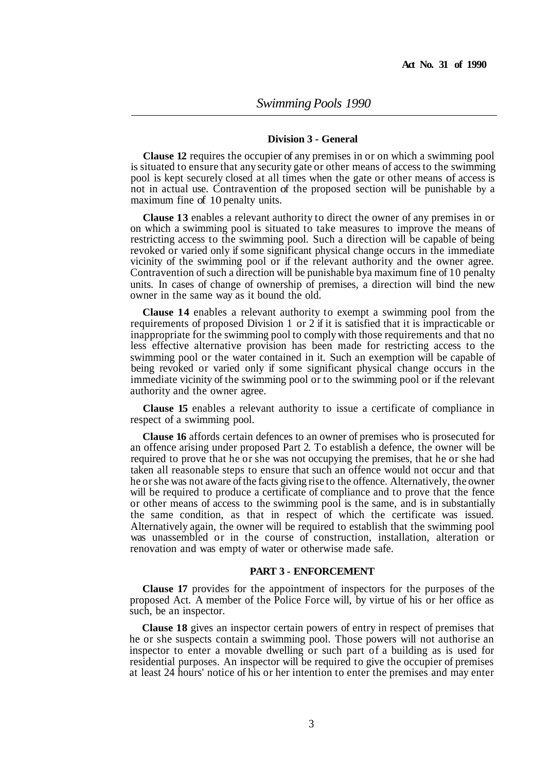### Division 3 - General

**Clause 12** requires the occupier of any premises in or on which a swimming pool is situated to ensure that any security gate or other means of access to the swimming pool is kept securely closed at all times when the gate or other means of access is not in actual use. Contravention of the proposed section will be punishable by a maximum fine of 10 penalty units.

**Clause 13** enables a relevant authority to direct the owner of any premises in or on which a swimming pool is situated to take measures to improve the means of restricting access to the swimming pool. Such a direction will be capable of being revoked or varied only if some significant physical change occurs in the immediate vicinity of the swimming pool or if the relevant authority and the owner agree. Contravention of such a direction will be punishable bya maximum fine of 10 penalty units. In cases of change of ownership of premises, a direction will bind the new owner in the same way as it bound the old.

**Clause 14** enables a relevant authority to exempt a swimming pool from the requirements of proposed Division 1 or 2 if it is satisfied that it is impracticable or inappropriate for the swimming pool to comply with those requirements and that no less effective alternative provision has been made for restricting access to the swimming pool or the water contained in it. Such an exemption will be capable of being revoked or varied only if some significant physical change occurs in the immediate vicinity of the swimming pool or to the swimming pool or if the relevant authority and the owner agree.

**Clause 15** enables a relevant authority to issue a certificate of compliance in respect of a swimming pool.

**Clause 16** affords certain defences to an owner of premises who is prosecuted for an offence arising under proposed Part 2. To establish a defence, the owner will be required to prove that he or she was not occupying the premises, that he or she had taken all reasonable steps to ensure that such an offence would not occur and that he or she was not aware of the facts giving rise to the offence. Alternatively, the owner will be required to produce a certificate of compliance and to prove that the fence or other means of access to the swimming pool is the same, and is in substantially the same condition, as that in respect of which the certificate was issued. Alternatively again, the owner will be required to establish that the swimming pool was unassembled or in the course of construction, installation, alteration or renovation and was empty of water or otherwise made safe.

## PART 3 - ENFORCEMENT

**Clause 17** provides for the appointment of inspectors for the purposes of the proposed Act. A member of the Police Force will, by virtue of his or her office as such, be an inspector.

**Clause 18** gives an inspector certain powers of entry in respect of premises that he or she suspects contain a swimming pool. Those powers will not authorise an inspector to enter a movable dwelling or such part of a building as is used for residential purposes. An inspector will be required to give the occupier of premises at least 24 hours' notice of his or her intention to enter the premises and may enter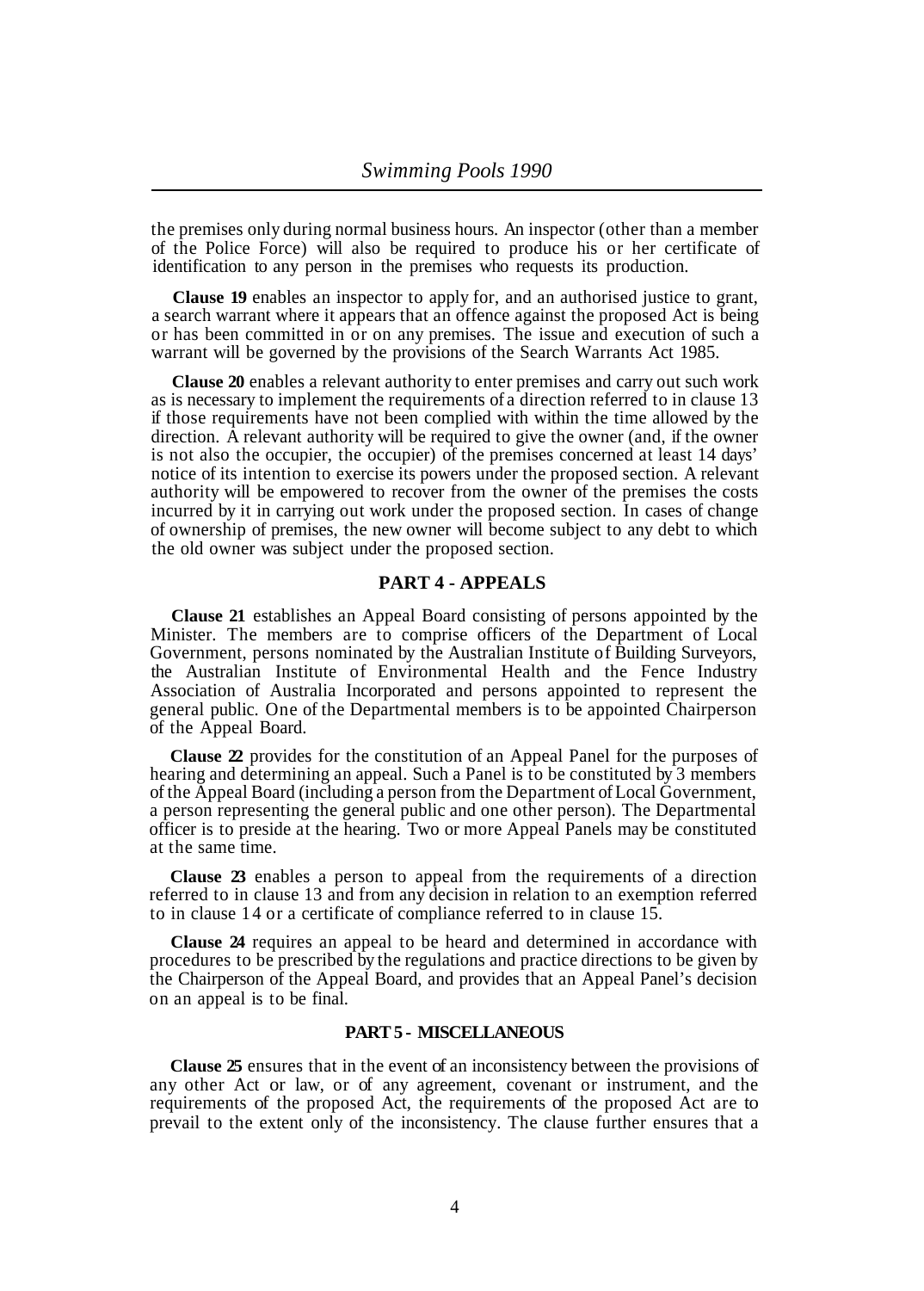the premises only during normal business hours. An inspector (other than a member of the Police Force) will also be required to produce his or her certificate of identification to any person in the premises who requests its production.

**Clause 19** enables an inspector to apply for, and an authorised justice to grant, a search warrant where it appears that an offence against the proposed Act is being or has been committed in or on any premises. The issue and execution of such a warrant will be governed by the provisions of the Search Warrants Act 1985.

**Clause 20** enables a relevant authority to enter premises and carry out such work as is necessary to implement the requirements of a direction referred to in clause 13 if those requirements have not been complied with within the time allowed by the direction. A relevant authority will be required to give the owner (and, if the owner is not also the occupier, the occupier) of the premises concerned at least 14 days' notice of its intention to exercise its powers under the proposed section. A relevant authority will be empowered to recover from the owner of the premises the costs incurred by it in carrying out work under the proposed section. In cases of change of ownership of premises, the new owner will become subject to any debt to which the old owner was subject under the proposed section.

## PART 4 - APPEALS

**Clause 21** establishes an Appeal Board consisting of persons appointed by the Minister. The members are to comprise officers of the Department of Local Government, persons nominated by the Australian Institute of Building Surveyors, the Australian Institute of Environmental Health and the Fence Industry Association of Australia Incorporated and persons appointed to represent the general public. One of the Departmental members is to be appointed Chairperson of the Appeal Board.

**Clause 22** provides for the constitution of an Appeal Panel for the purposes of hearing and determining an appeal. Such a Panel is to be constituted by 3 members of the Appeal Board (including a person from the Department of Local Government, a person representing the general public and one other person). The Departmental officer is to preside at the hearing. Two or more Appeal Panels may be constituted at the same time.

**Clause 23** enables a person to appeal from the requirements of a direction referred to in clause 13 and from any decision in relation to an exemption referred to in clause 14 or a certificate of compliance referred to in clause 15.

**Clause 24** requires an appeal to be heard and determined in accordance with procedures to be prescribed by the regulations and practice directions to be given by the Chairperson of the Appeal Board, and provides that an Appeal Panel's decision on an appeal is to be final.

## PART 5 - MISCELLANEOUS

**Clause 25** ensures that in the event of an inconsistency between the provisions of any other Act or law, or of any agreement, covenant or instrument, and the requirements of the proposed Act, the requirements of the proposed Act are to prevail to the extent only of the inconsistency. The clause further ensures that a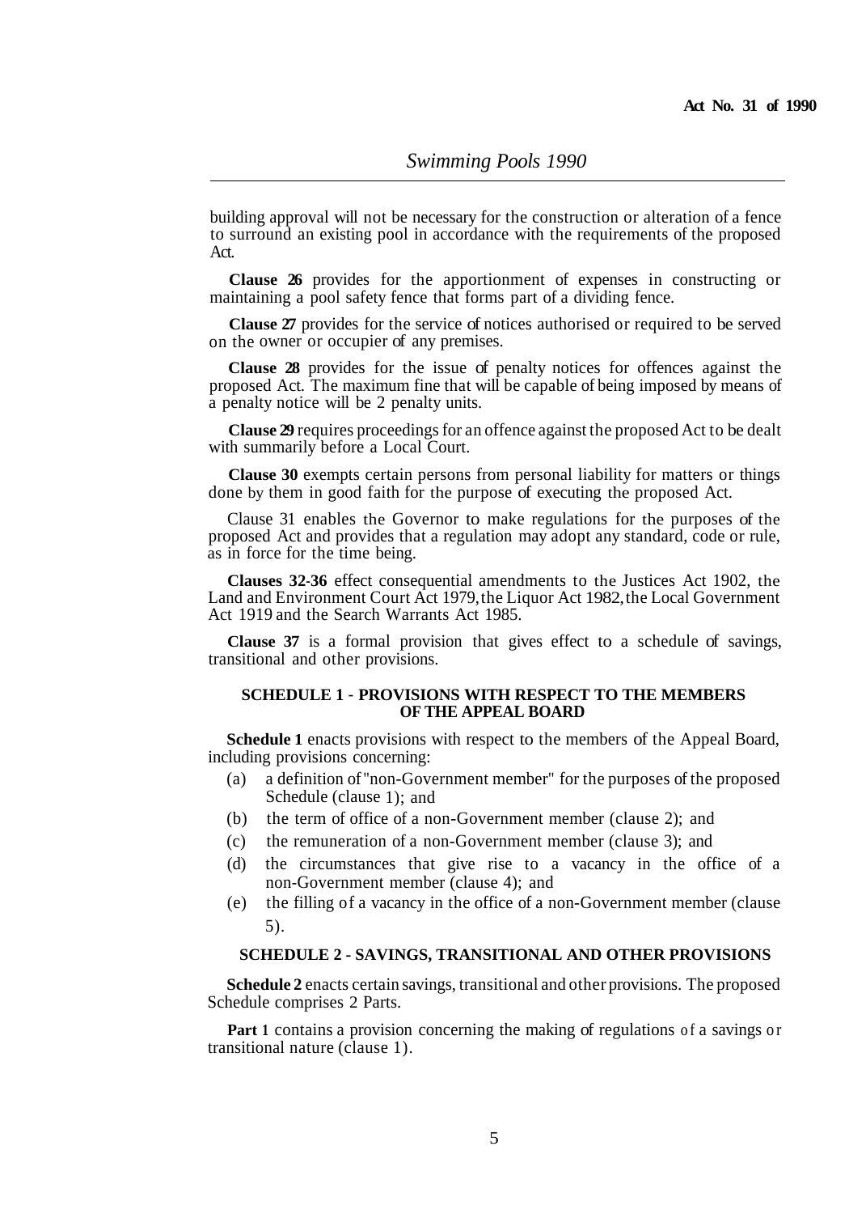building approval will not be necessary for the construction or alteration of a fence to surround an existing pool in accordance with the requirements of the proposed Act.

**Clause 26** provides for the apportionment of expenses in constructing or maintaining a pool safety fence that forms part of a dividing fence.

**Clause 27** provides for the service of notices authorised or required to be served on the owner or occupier of any premises.

**Clause 28** provides for the issue of penalty notices for offences against the proposed Act. The maximum fine that will be capable of being imposed by means of a penalty notice will be 2 penalty units.

**Clause 29** requires proceedings for an offence against the proposed Act to be dealt with summarily before a Local Court.

**Clause 30** exempts certain persons from personal liability for matters or things done by them in good faith for the purpose of executing the proposed Act.

Clause 31 enables the Governor to make regulations for the purposes of the proposed Act and provides that a regulation may adopt any standard, code or rule, as in force for the time being.

**Clauses 32-36** effect consequential amendments to the Justices Act 1902, the Land and Environment Court Act 1979, the Liquor Act 1982, the Local Government Act 1919 and the Search Warrants Act 1985.

**Clause 37** is a formal provision that gives effect to a schedule of savings, transitional and other provisions.

## SCHEDULE 1 - PROVISIONS WITH RESPECT TO THE MEMBERS OF THE APPEAL BOARD

**Schedule 1** enacts provisions with respect to the members of the Appeal Board, including provisions concerning:

- (a) a definition of "non-Government member" for the purposes of the proposed Schedule (clause 1); and
- (b) the term of office of a non-Government member (clause 2); and
- (c) the remuneration of a non-Government member (clause 3); and
- (d) the circumstances that give rise to a vacancy in the office of a non-Government member (clause 4); and
- (e) the filling of a vacancy in the office of a non-Government member (clause 5).

## SCHEDULE 2 - SAVINGS, TRANSITIONAL AND OTHER PROVISIONS

**Schedule 2** enacts certain savings, transitional and other provisions. The proposed Schedule comprises 2 Parts.

**Part 1** contains a provision concerning the making of regulations of a savings or transitional nature (clause 1).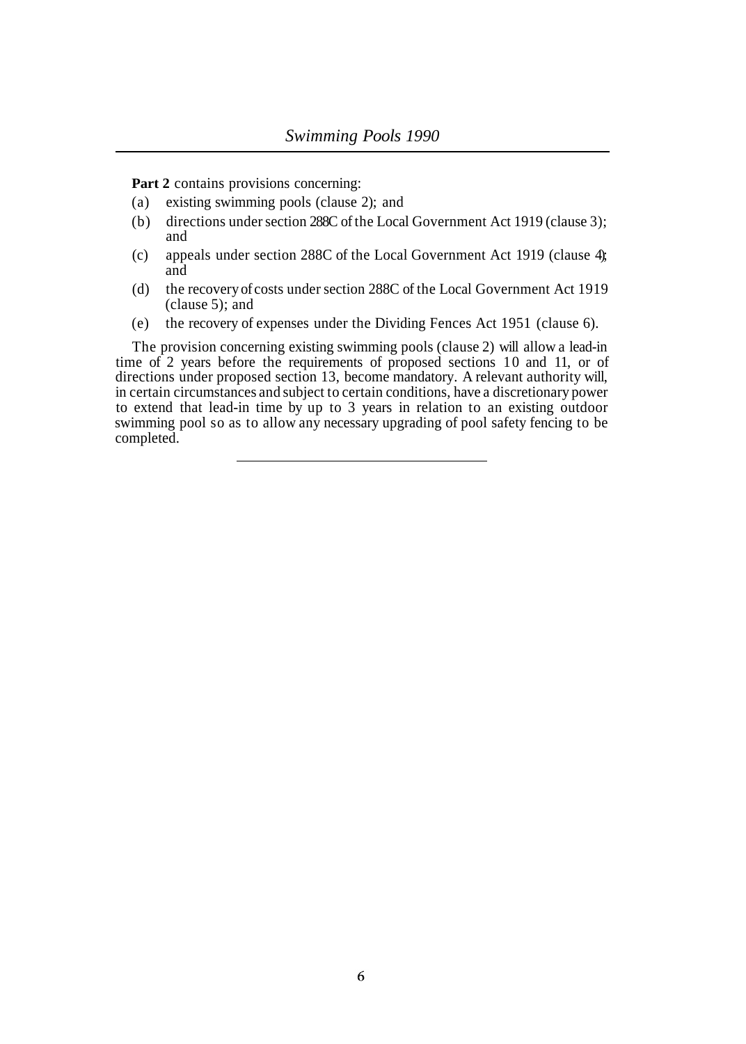**Part 2** contains provisions concerning:

(a) existing swimming pools (clause 2); and

(b) directions under section 288C of the Local Government Act 1919 (clause 3); and

(c) appeals under section 288C of the Local Government Act 1919 (clause 4); and

(d) the recovery of costs under section 288C of the Local Government Act 1919 (clause 5); and

(e) the recovery of expenses under the Dividing Fences Act 1951 (clause 6).

The provision concerning existing swimming pools (clause 2) will allow a lead-in time of 2 years before the requirements of proposed sections 10 and 11, or of directions under proposed section 13, become mandatory. A relevant authority will, in certain circumstances and subject to certain conditions, have a discretionary power to extend that lead-in time by up to 3 years in relation to an existing outdoor swimming pool so as to allow any necessary upgrading of pool safety fencing to be completed.